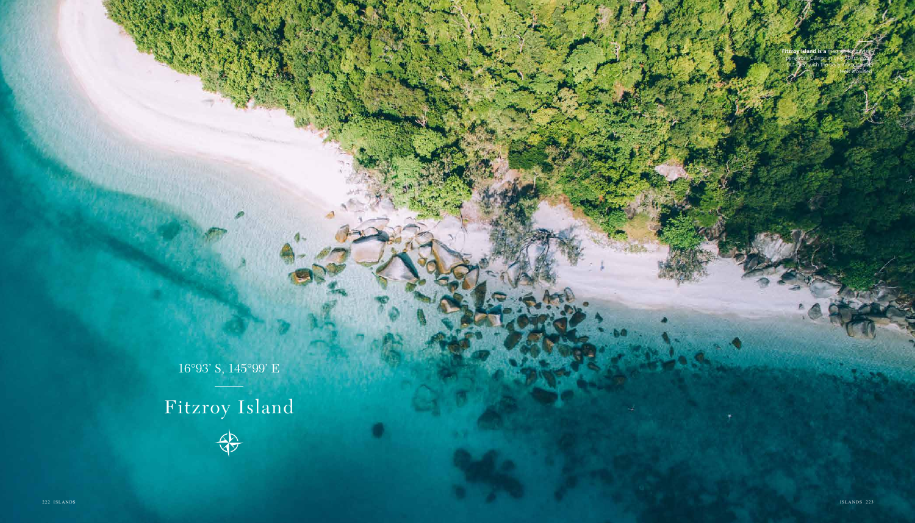16°93' S, 145°99' E

# Fitzroy Island

**Fitzroy Island is a** 45-minute ferry from Cairns at only 30km away, but even with the daily influx it never feels crowded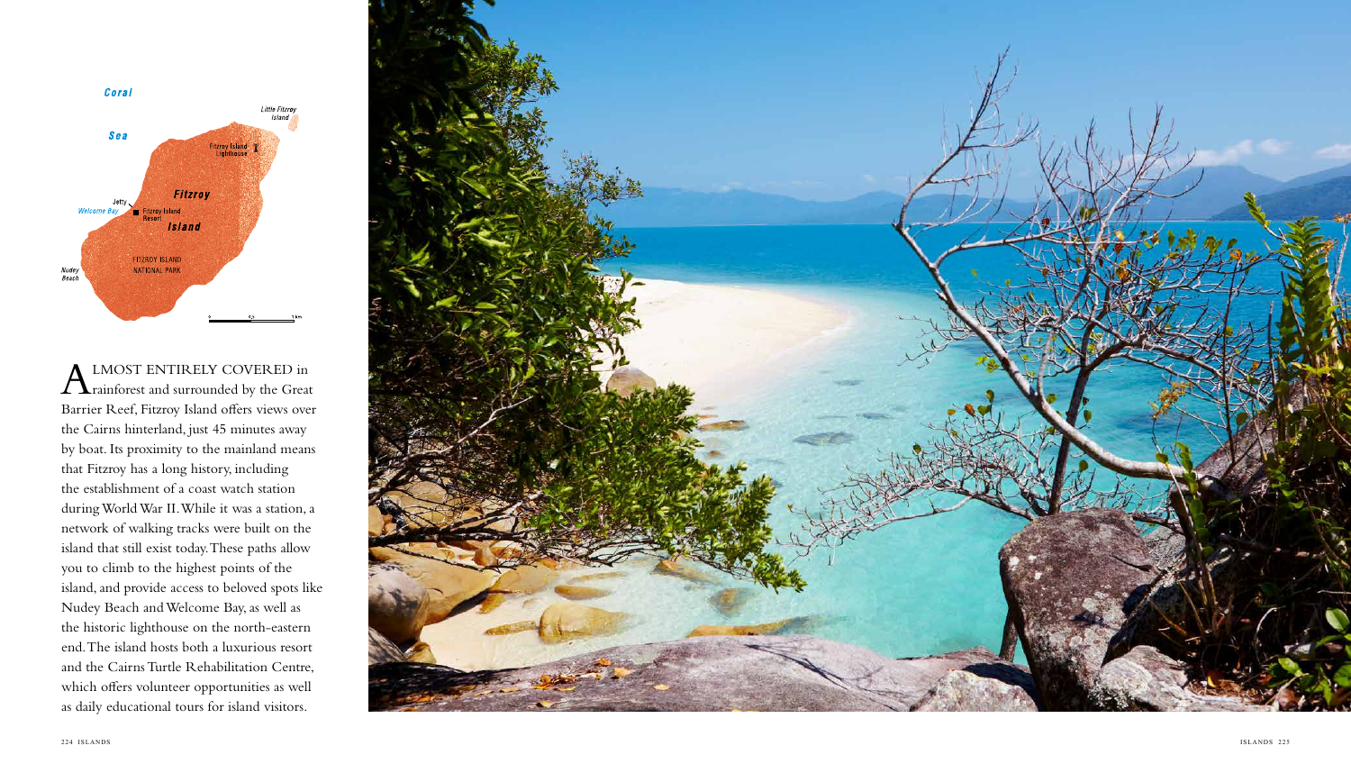Almost entirely covered in rainforest and surrounded by the Great Barrier Reef, Fitzroy Island offers views over the Cairns hinterland, just 45 minutes away by boat. Its proximity to the mainland means that Fitzroy has a long history, including the establishment of a coast watch station during World War II. While it was a station, a network of walking tracks were built on the island that still exist today. These paths allow you to climb to the highest points of the island, and provide access to beloved spots like Nudey Beach and Welcome Bay, as well as the historic lighthouse on the north-eastern end. The island hosts both a luxurious resort and the Cairns Turtle Rehabilitation Centre, which offers volunteer opportunities as well as daily educational tours for island visitors.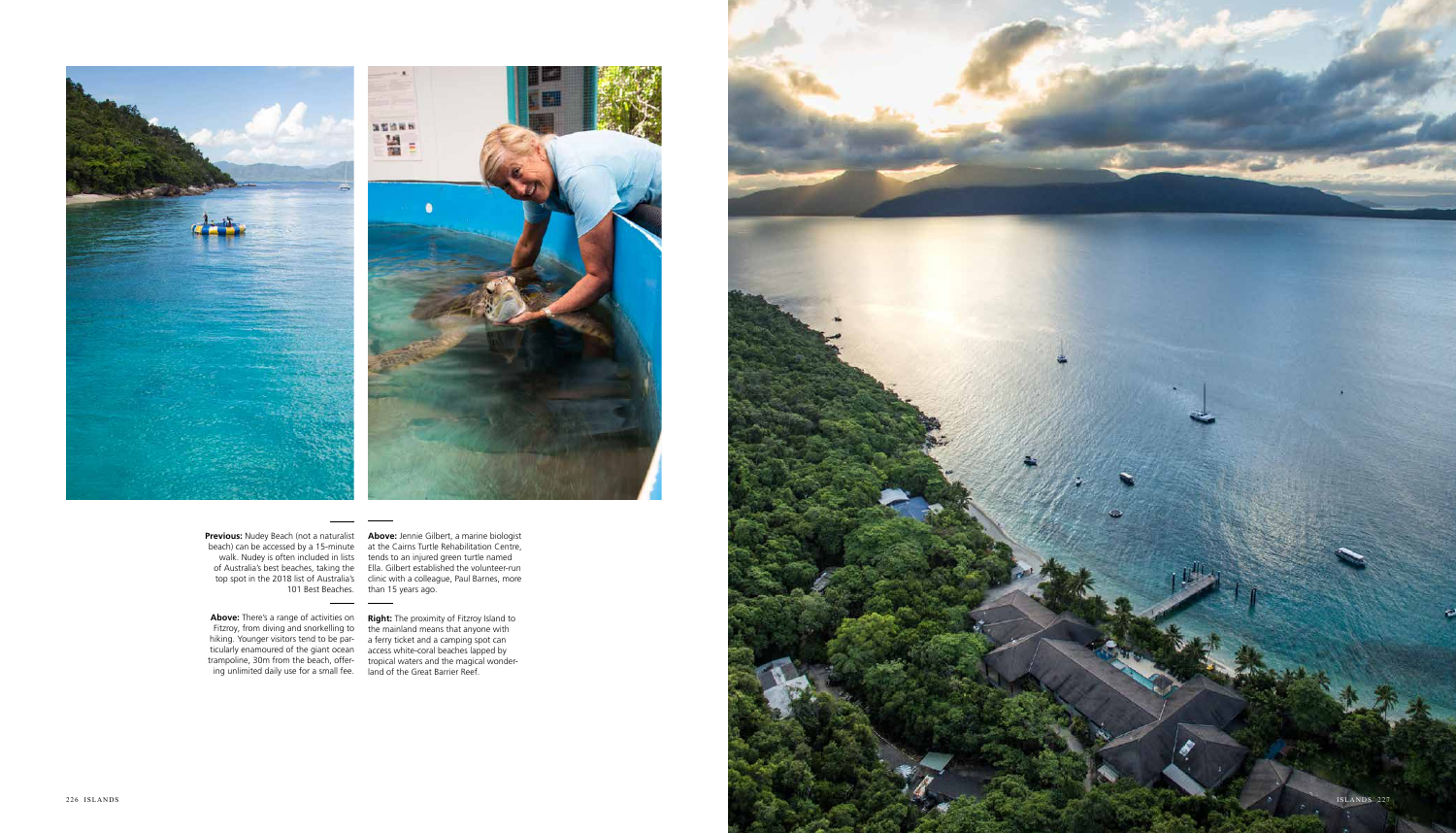**Previous:** Nudey Beach (not a naturalist beach) can be accessed by a 15-minute walk. Nudey is often included in lists of Australia's best beaches, taking the top spot in the 2018 list of Australia's 101 Best Beaches.

**Above:** There's a range of activities on Fitzroy, from diving and snorkelling to hiking. Younger visitors tend to be particularly enamoured of the giant ocean trampoline, 30m from the beach, offering unlimited daily use for a small fee.

**Above:** Jennie Gilbert, a marine biologist at the Cairns Turtle Rehabilitation Centre, tends to an injured green turtle named Ella. Gilbert established the volunteer-run clinic with a colleague, Paul Barnes, more than 15 years ago.

**Right:** The proximity of Fitzroy Island to the mainland means that anyone with a ferry ticket and a camping spot can access white-coral beaches lapped by tropical waters and the magical wonderland of the Great Barrier Reef.